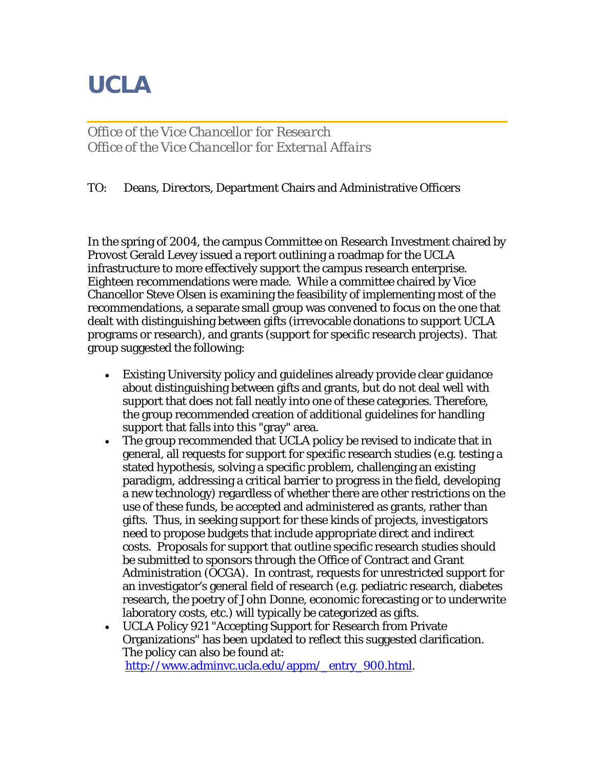# UCLA

*Office of the Vice Chancellor for Research*
*Office of the Vice Chancellor for External Affairs*

TO: Deans, Directors, Department Chairs and Administrative Officers

In the spring of 2004, the campus Committee on Research Investment chaired by Provost Gerald Levey issued a report outlining a roadmap for the UCLA infrastructure to more effectively support the campus research enterprise. Eighteen recommendations were made. While a committee chaired by Vice Chancellor Steve Olsen is examining the feasibility of implementing most of the recommendations, a separate small group was convened to focus on the one that dealt with distinguishing between gifts (irrevocable donations to support UCLA programs or research), and grants (support for specific research projects). That group suggested the following:

- Existing University policy and guidelines already provide clear guidance about distinguishing between gifts and grants, but do not deal well with support that does not fall neatly into one of these categories. Therefore, the group recommended creation of additional guidelines for handling support that falls into this "gray" area.
- The group recommended that UCLA policy be revised to indicate that in general, all requests for support for specific research studies (e.g. testing a stated hypothesis, solving a specific problem, challenging an existing paradigm, addressing a critical barrier to progress in the field, developing a new technology) regardless of whether there are other restrictions on the use of these funds, be accepted and administered as grants, rather than gifts. Thus, in seeking support for these kinds of projects, investigators need to propose budgets that include appropriate direct and indirect costs. Proposals for support that outline specific research studies should be submitted to sponsors through the Office of Contract and Grant Administration (OCGA). In contrast, requests for unrestricted support for an investigator's general field of research (e.g. pediatric research, diabetes research, the poetry of John Donne, economic forecasting or to underwrite laboratory costs, etc.) will typically be categorized as gifts.
- UCLA Policy 921 "Accepting Support for Research from Private Organizations" has been updated to reflect this suggested clarification. The policy can also be found at: [http://www.adminvc.ucla.edu/appm/_entry_900.html](http://www.adminvc.ucla.edu/appm/_entry_900.html).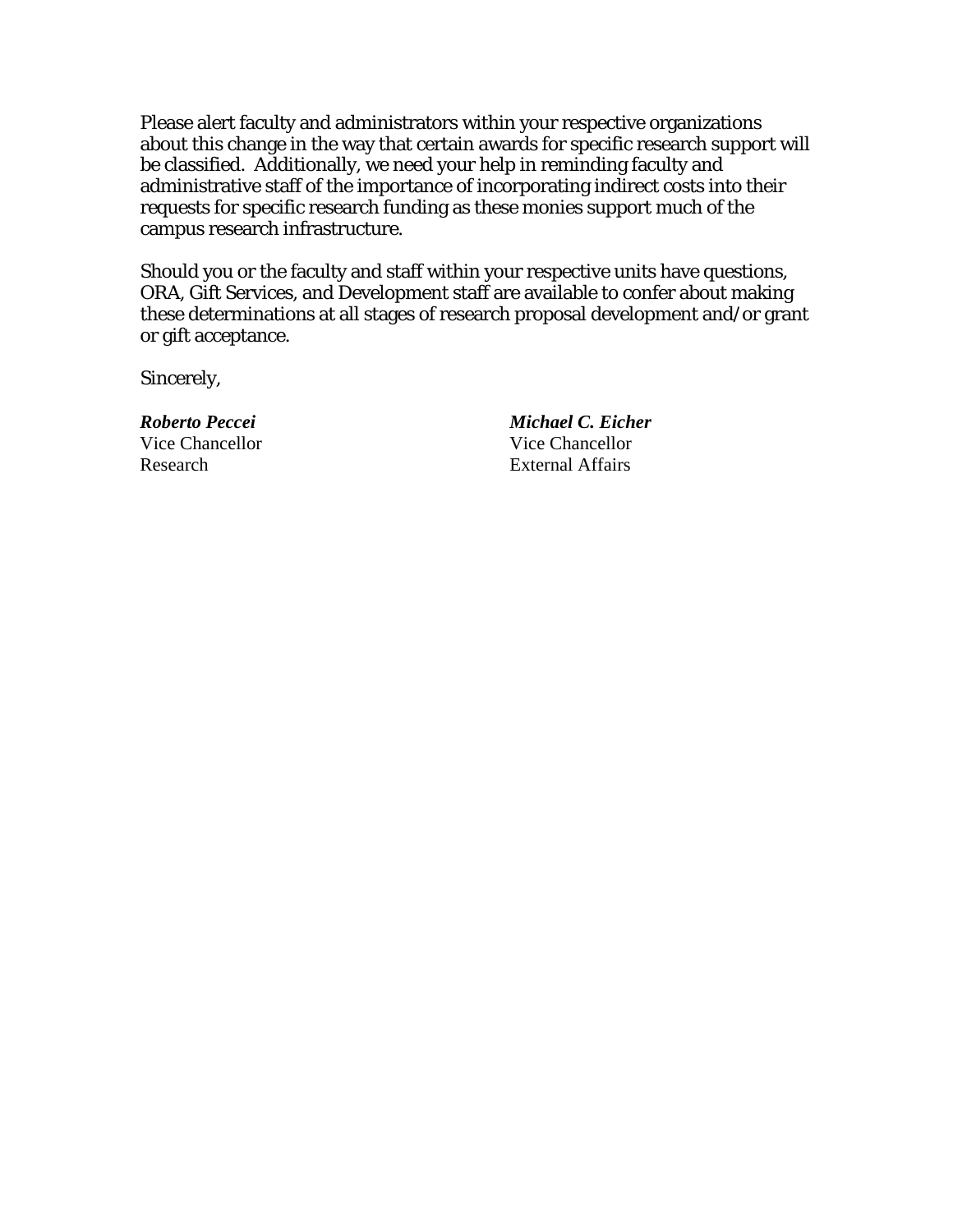Please alert faculty and administrators within your respective organizations about this change in the way that certain awards for specific research support will be classified. Additionally, we need your help in reminding faculty and administrative staff of the importance of incorporating indirect costs into their requests for specific research funding as these monies support much of the campus research infrastructure.

Should you or the faculty and staff within your respective units have questions, ORA, Gift Services, and Development staff are available to confer about making these determinations at all stages of research proposal development and/or grant or gift acceptance.

Sincerely,

***Roberto Peccei***
Vice Chancellor
Research

***Michael C. Eicher***
Vice Chancellor
External Affairs